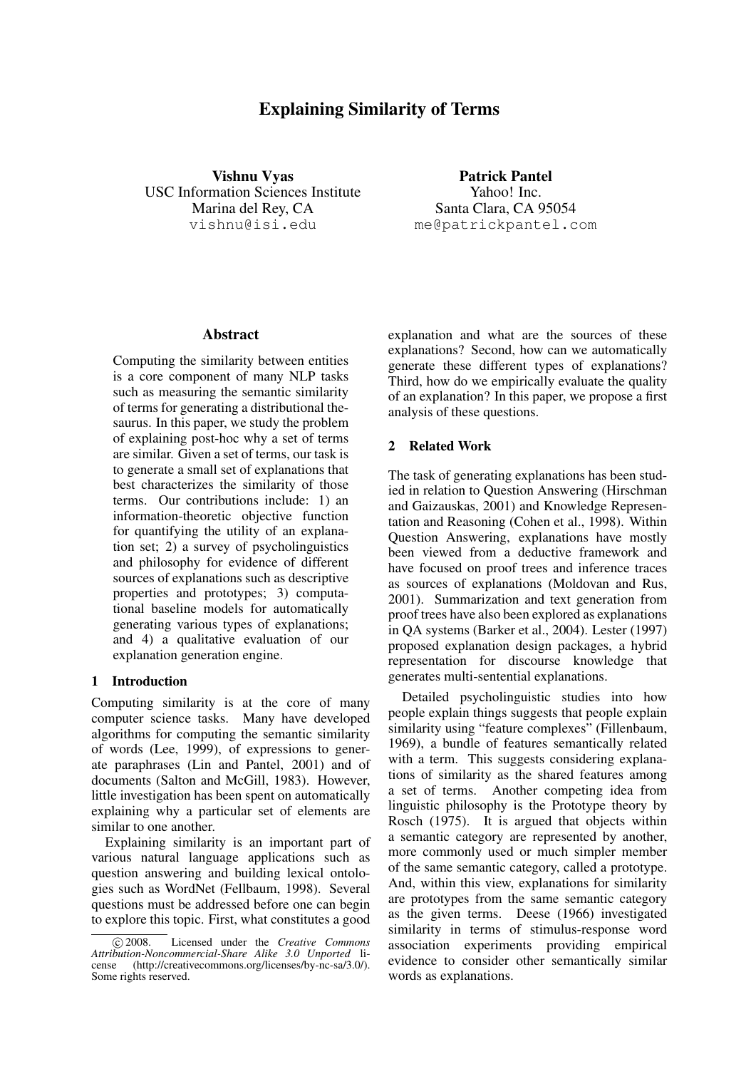# Explaining Similarity of Terms

**Vishnu Vyas**
USC Information Sciences Institute
Marina del Rey, CA
vishnu@isi.edu

**Patrick Pantel**
Yahoo! Inc.
Santa Clara, CA 95054
me@patrickpantel.com

## Abstract

Computing the similarity between entities is a core component of many NLP tasks such as measuring the semantic similarity of terms for generating a distributional thesaurus. In this paper, we study the problem of explaining post-hoc why a set of terms are similar. Given a set of terms, our task is to generate a small set of explanations that best characterizes the similarity of those terms. Our contributions include: 1) an information-theoretic objective function for quantifying the utility of an explanation set; 2) a survey of psycholinguistics and philosophy for evidence of different sources of explanations such as descriptive properties and prototypes; 3) computational baseline models for automatically generating various types of explanations; and 4) a qualitative evaluation of our explanation generation engine.

## 1 Introduction

Computing similarity is at the core of many computer science tasks. Many have developed algorithms for computing the semantic similarity of words (Lee, 1999), of expressions to generate paraphrases (Lin and Pantel, 2001) and of documents (Salton and McGill, 1983). However, little investigation has been spent on automatically explaining why a particular set of elements are similar to one another.

Explaining similarity is an important part of various natural language applications such as question answering and building lexical ontologies such as WordNet (Fellbaum, 1998). Several questions must be addressed before one can begin to explore this topic. First, what constitutes a good explanation and what are the sources of these explanations? Second, how can we automatically generate these different types of explanations? Third, how do we empirically evaluate the quality of an explanation? In this paper, we propose a first analysis of these questions.

## 2 Related Work

The task of generating explanations has been studied in relation to Question Answering (Hirschman and Gaizauskas, 2001) and Knowledge Representation and Reasoning (Cohen et al., 1998). Within Question Answering, explanations have mostly been viewed from a deductive framework and have focused on proof trees and inference traces as sources of explanations (Moldovan and Rus, 2001). Summarization and text generation from proof trees have also been explored as explanations in QA systems (Barker et al., 2004). Lester (1997) proposed explanation design packages, a hybrid representation for discourse knowledge that generates multi-sentential explanations.

Detailed psycholinguistic studies into how people explain things suggests that people explain similarity using "feature complexes" (Fillenbaum, 1969), a bundle of features semantically related with a term. This suggests considering explanations of similarity as the shared features among a set of terms. Another competing idea from linguistic philosophy is the Prototype theory by Rosch (1975). It is argued that objects within a semantic category are represented by another, more commonly used or much simpler member of the same semantic category, called a prototype. And, within this view, explanations for similarity are prototypes from the same semantic category as the given terms. Deese (1966) investigated similarity in terms of stimulus-response word association experiments providing empirical evidence to consider other semantically similar words as explanations.

© 2008. Licensed under the *Creative Commons Attribution-Noncommercial-Share Alike 3.0 Unported* license (http://creativecommons.org/licenses/by-nc-sa/3.0/). Some rights reserved.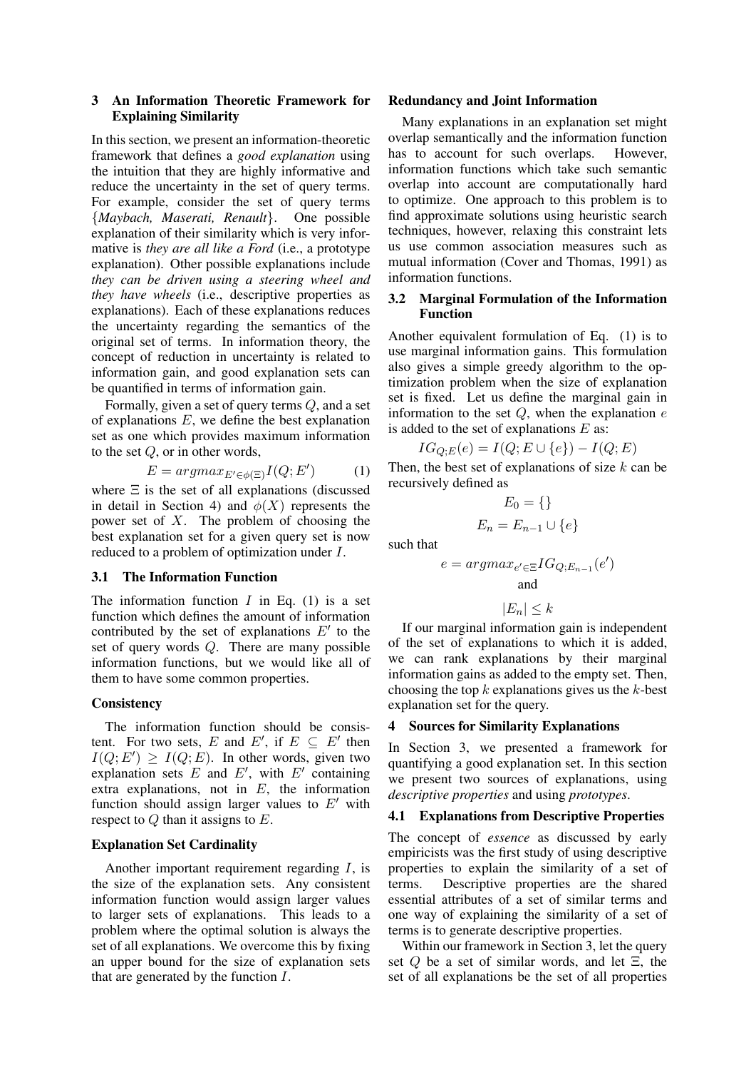## 3 An Information Theoretic Framework for Explaining Similarity

In this section, we present an information-theoretic framework that defines a *good explanation* using the intuition that they are highly informative and reduce the uncertainty in the set of query terms. For example, consider the set of query terms {*Maybach, Maserati, Renault*}. One possible explanation of their similarity which is very informative is *they are all like a Ford* (i.e., a prototype explanation). Other possible explanations include *they can be driven using a steering wheel and they have wheels* (i.e., descriptive properties as explanations). Each of these explanations reduces the uncertainty regarding the semantics of the original set of terms. In information theory, the concept of reduction in uncertainty is related to information gain, and good explanation sets can be quantified in terms of information gain.

Formally, given a set of query terms $Q$, and a set of explanations $E$, we define the best explanation set as one which provides maximum information to the set $Q$, or in other words,

$$E = argmax_{E' \in \phi(\Xi)} I(Q; E') \qquad (1)$$

where $\Xi$ is the set of all explanations (discussed in detail in Section 4) and $\phi(X)$ represents the power set of $X$. The problem of choosing the best explanation set for a given query set is now reduced to a problem of optimization under $I$.

### 3.1 The Information Function

The information function $I$ in Eq. (1) is a set function which defines the amount of information contributed by the set of explanations $E'$ to the set of query words $Q$. There are many possible information functions, but we would like all of them to have some common properties.

**Consistency**

The information function should be consistent. For two sets, $E$ and $E'$, if $E \subseteq E'$ then $I(Q; E') \geq I(Q; E)$. In other words, given two explanation sets $E$ and $E'$, with $E'$ containing extra explanations, not in $E$, the information function should assign larger values to $E'$ with respect to $Q$ than it assigns to $E$.

**Explanation Set Cardinality**

Another important requirement regarding $I$, is the size of the explanation sets. Any consistent information function would assign larger values to larger sets of explanations. This leads to a problem where the optimal solution is always the set of all explanations. We overcome this by fixing an upper bound for the size of explanation sets that are generated by the function $I$.

**Redundancy and Joint Information**

Many explanations in an explanation set might overlap semantically and the information function has to account for such overlaps. However, information functions which take such semantic overlap into account are computationally hard to optimize. One approach to this problem is to find approximate solutions using heuristic search techniques, however, relaxing this constraint lets us use common association measures such as mutual information (Cover and Thomas, 1991) as information functions.

### 3.2 Marginal Formulation of the Information Function

Another equivalent formulation of Eq. (1) is to use marginal information gains. This formulation also gives a simple greedy algorithm to the optimization problem when the size of explanation set is fixed. Let us define the marginal gain in information to the set $Q$, when the explanation $e$ is added to the set of explanations $E$ as:

$$IG_{Q;E}(e) = I(Q; E \cup \{e\}) - I(Q; E)$$

Then, the best set of explanations of size $k$ can be recursively defined as

$$E_0 = \{\}$$

$$E_n = E_{n-1} \cup \{e\}$$

such that

$$e = argmax_{e' \in \Xi} IG_{Q;E_{n-1}}(e')$$

and

$$|E_n| \leq k$$

If our marginal information gain is independent of the set of explanations to which it is added, we can rank explanations by their marginal information gains as added to the empty set. Then, choosing the top $k$ explanations gives us the $k$-best explanation set for the query.

## 4 Sources for Similarity Explanations

In Section 3, we presented a framework for quantifying a good explanation set. In this section we present two sources of explanations, using *descriptive properties* and using *prototypes*.

### 4.1 Explanations from Descriptive Properties

The concept of *essence* as discussed by early empiricists was the first study of using descriptive properties to explain the similarity of a set of terms. Descriptive properties are the shared essential attributes of a set of similar terms and one way of explaining the similarity of a set of terms is to generate descriptive properties.

Within our framework in Section 3, let the query set $Q$ be a set of similar words, and let $\Xi$, the set of all explanations be the set of all properties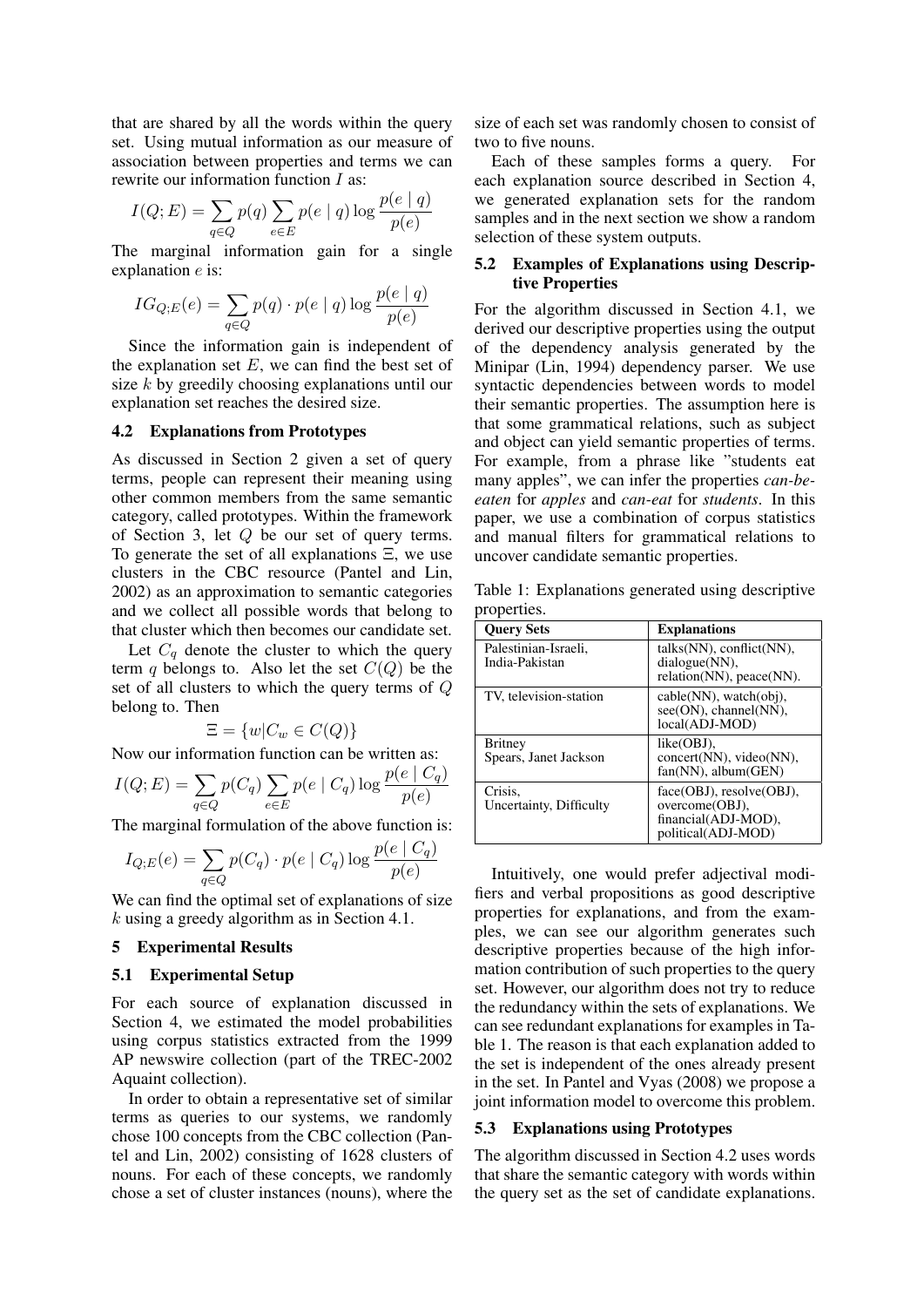that are shared by all the words within the query set. Using mutual information as our measure of association between properties and terms we can rewrite our information function $I$ as:

$$I(Q; E) = \sum_{q \in Q} p(q) \sum_{e \in E} p(e \mid q) \log \frac{p(e \mid q)}{p(e)}$$

The marginal information gain for a single explanation $e$ is:

$$IG_{Q;E}(e) = \sum_{q \in Q} p(q) \cdot p(e \mid q) \log \frac{p(e \mid q)}{p(e)}$$

Since the information gain is independent of the explanation set $E$, we can find the best set of size $k$ by greedily choosing explanations until our explanation set reaches the desired size.

### 4.2 Explanations from Prototypes

As discussed in Section 2 given a set of query terms, people can represent their meaning using other common members from the same semantic category, called prototypes. Within the framework of Section 3, let $Q$ be our set of query terms. To generate the set of all explanations $\Xi$, we use clusters in the CBC resource (Pantel and Lin, 2002) as an approximation to semantic categories and we collect all possible words that belong to that cluster which then becomes our candidate set.

Let $C_q$ denote the cluster to which the query term $q$ belongs to. Also let the set $C(Q)$ be the set of all clusters to which the query terms of $Q$ belong to. Then

$$\Xi = \{w | C_w \in C(Q)\}$$

Now our information function can be written as:

$$I(Q; E) = \sum_{q \in Q} p(C_q) \sum_{e \in E} p(e \mid C_q) \log \frac{p(e \mid C_q)}{p(e)}$$

The marginal formulation of the above function is:

$$I_{Q;E}(e) = \sum_{q \in Q} p(C_q) \cdot p(e \mid C_q) \log \frac{p(e \mid C_q)}{p(e)}$$

We can find the optimal set of explanations of size $k$ using a greedy algorithm as in Section 4.1.

## 5 Experimental Results

### 5.1 Experimental Setup

For each source of explanation discussed in Section 4, we estimated the model probabilities using corpus statistics extracted from the 1999 AP newswire collection (part of the TREC-2002 Aquaint collection).

In order to obtain a representative set of similar terms as queries to our systems, we randomly chose 100 concepts from the CBC collection (Pantel and Lin, 2002) consisting of 1628 clusters of nouns. For each of these concepts, we randomly chose a set of cluster instances (nouns), where the size of each set was randomly chosen to consist of two to five nouns.

Each of these samples forms a query. For each explanation source described in Section 4, we generated explanation sets for the random samples and in the next section we show a random selection of these system outputs.

### 5.2 Examples of Explanations using Descriptive Properties

For the algorithm discussed in Section 4.1, we derived our descriptive properties using the output of the dependency analysis generated by the Minipar (Lin, 1994) dependency parser. We use syntactic dependencies between words to model their semantic properties. The assumption here is that some grammatical relations, such as subject and object can yield semantic properties of terms. For example, from a phrase like "students eat many apples", we can infer the properties *can-be-eaten* for *apples* and *can-eat* for *students*. In this paper, we use a combination of corpus statistics and manual filters for grammatical relations to uncover candidate semantic properties.

Table 1: Explanations generated using descriptive properties.

| Query Sets | Explanations |
|---|---|
| Palestinian-Israeli, India-Pakistan | talks(NN), conflict(NN), dialogue(NN), relation(NN), peace(NN). |
| TV, television-station | cable(NN), watch(obj), see(ON), channel(NN), local(ADJ-MOD) |
| Britney Spears, Janet Jackson | like(OBJ), concert(NN), video(NN), fan(NN), album(GEN) |
| Crisis, Uncertainty, Difficulty | face(OBJ), resolve(OBJ), overcome(OBJ), financial(ADJ-MOD), political(ADJ-MOD) |

Intuitively, one would prefer adjectival modifiers and verbal propositions as good descriptive properties for explanations, and from the examples, we can see our algorithm generates such descriptive properties because of the high information contribution of such properties to the query set. However, our algorithm does not try to reduce the redundancy within the sets of explanations. We can see redundant explanations for examples in Table 1. The reason is that each explanation added to the set is independent of the ones already present in the set. In Pantel and Vyas (2008) we propose a joint information model to overcome this problem.

### 5.3 Explanations using Prototypes

The algorithm discussed in Section 4.2 uses words that share the semantic category with words within the query set as the set of candidate explanations.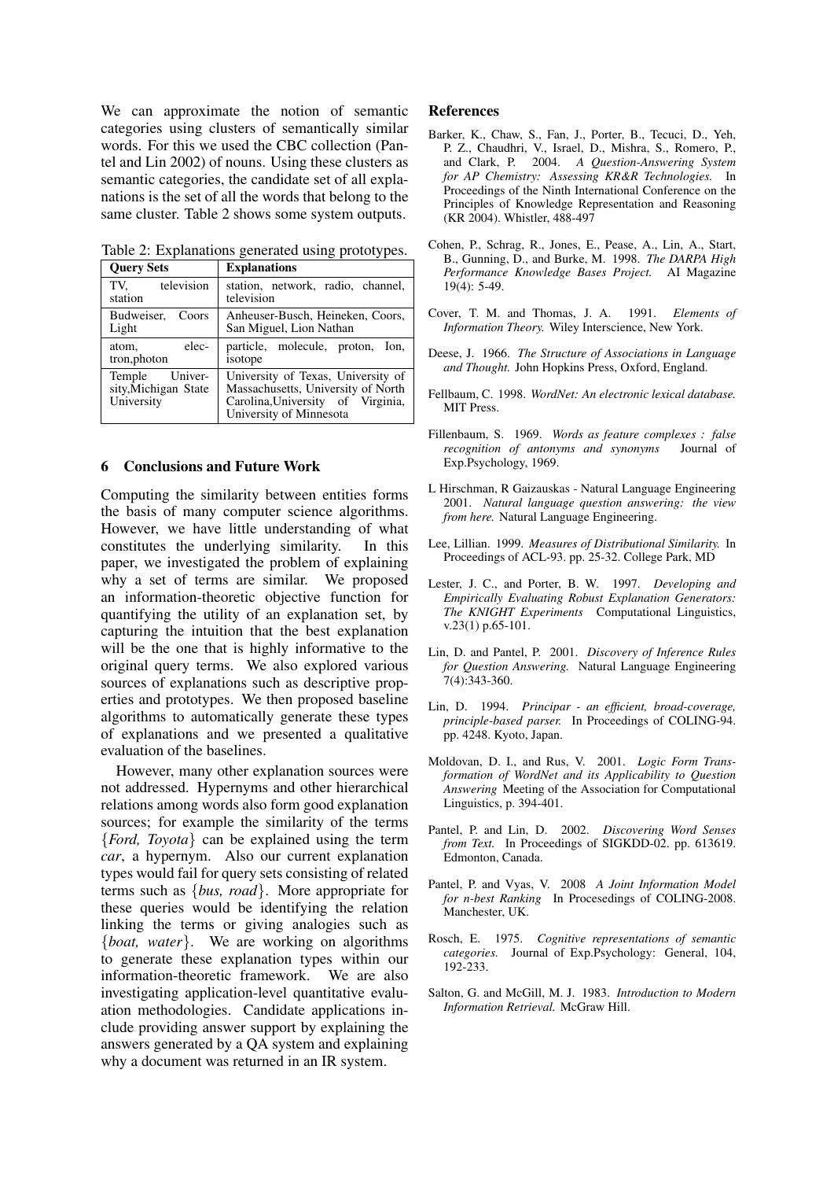We can approximate the notion of semantic categories using clusters of semantically similar words. For this we used the CBC collection (Pantel and Lin 2002) of nouns. Using these clusters as semantic categories, the candidate set of all explanations is the set of all the words that belong to the same cluster. Table 2 shows some system outputs.

Table 2: Explanations generated using prototypes.

| Query Sets | Explanations |
|---|---|
| TV, television station | station, network, radio, channel, television |
| Budweiser, Coors Light | Anheuser-Busch, Heineken, Coors, San Miguel, Lion Nathan |
| atom, electron,photon | particle, molecule, proton, Ion, isotope |
| Temple University,Michigan State University | University of Texas, University of Massachusetts, University of North Carolina,University of Virginia, University of Minnesota |

## 6 Conclusions and Future Work

Computing the similarity between entities forms the basis of many computer science algorithms. However, we have little understanding of what constitutes the underlying similarity. In this paper, we investigated the problem of explaining why a set of terms are similar. We proposed an information-theoretic objective function for quantifying the utility of an explanation set, by capturing the intuition that the best explanation will be the one that is highly informative to the original query terms. We also explored various sources of explanations such as descriptive properties and prototypes. We then proposed baseline algorithms to automatically generate these types of explanations and we presented a qualitative evaluation of the baselines.

However, many other explanation sources were not addressed. Hypernyms and other hierarchical relations among words also form good explanation sources; for example the similarity of the terms {*Ford, Toyota*} can be explained using the term *car*, a hypernym. Also our current explanation types would fail for query sets consisting of related terms such as {*bus, road*}. More appropriate for these queries would be identifying the relation linking the terms or giving analogies such as {*boat, water*}. We are working on algorithms to generate these explanation types within our information-theoretic framework. We are also investigating application-level quantitative evaluation methodologies. Candidate applications include providing answer support by explaining the answers generated by a QA system and explaining why a document was returned in an IR system.

## References

Barker, K., Chaw, S., Fan, J., Porter, B., Tecuci, D., Yeh, P. Z., Chaudhri, V., Israel, D., Mishra, S., Romero, P., and Clark, P. 2004. *A Question-Answering System for AP Chemistry: Assessing KR&R Technologies.* In Proceedings of the Ninth International Conference on the Principles of Knowledge Representation and Reasoning (KR 2004). Whistler, 488-497

Cohen, P., Schrag, R., Jones, E., Pease, A., Lin, A., Start, B., Gunning, D., and Burke, M. 1998. *The DARPA High Performance Knowledge Bases Project.* AI Magazine 19(4): 5-49.

Cover, T. M. and Thomas, J. A. 1991. *Elements of Information Theory.* Wiley Interscience, New York.

Deese, J. 1966. *The Structure of Associations in Language and Thought.* John Hopkins Press, Oxford, England.

Fellbaum, C. 1998. *WordNet: An electronic lexical database.* MIT Press.

Fillenbaum, S. 1969. *Words as feature complexes : false recognition of antonyms and synonyms* Journal of Exp.Psychology, 1969.

L Hirschman, R Gaizauskas - Natural Language Engineering 2001. *Natural language question answering: the view from here.* Natural Language Engineering.

Lee, Lillian. 1999. *Measures of Distributional Similarity.* In Proceedings of ACL-93. pp. 25-32. College Park, MD

Lester, J. C., and Porter, B. W. 1997. *Developing and Empirically Evaluating Robust Explanation Generators: The KNIGHT Experiments* Computational Linguistics, v.23(1) p.65-101.

Lin, D. and Pantel, P. 2001. *Discovery of Inference Rules for Question Answering.* Natural Language Engineering 7(4):343-360.

Lin, D. 1994. *Principar - an efficient, broad-coverage, principle-based parser.* In Proceedings of COLING-94. pp. 4248. Kyoto, Japan.

Moldovan, D. I., and Rus, V. 2001. *Logic Form Transformation of WordNet and its Applicability to Question Answering* Meeting of the Association for Computational Linguistics, p. 394-401.

Pantel, P. and Lin, D. 2002. *Discovering Word Senses from Text.* In Proceedings of SIGKDD-02. pp. 613619. Edmonton, Canada.

Pantel, P. and Vyas, V. 2008 *A Joint Information Model for n-best Ranking* In Procesedings of COLING-2008. Manchester, UK.

Rosch, E. 1975. *Cognitive representations of semantic categories.* Journal of Exp.Psychology: General, 104, 192-233.

Salton, G. and McGill, M. J. 1983. *Introduction to Modern Information Retrieval.* McGraw Hill.